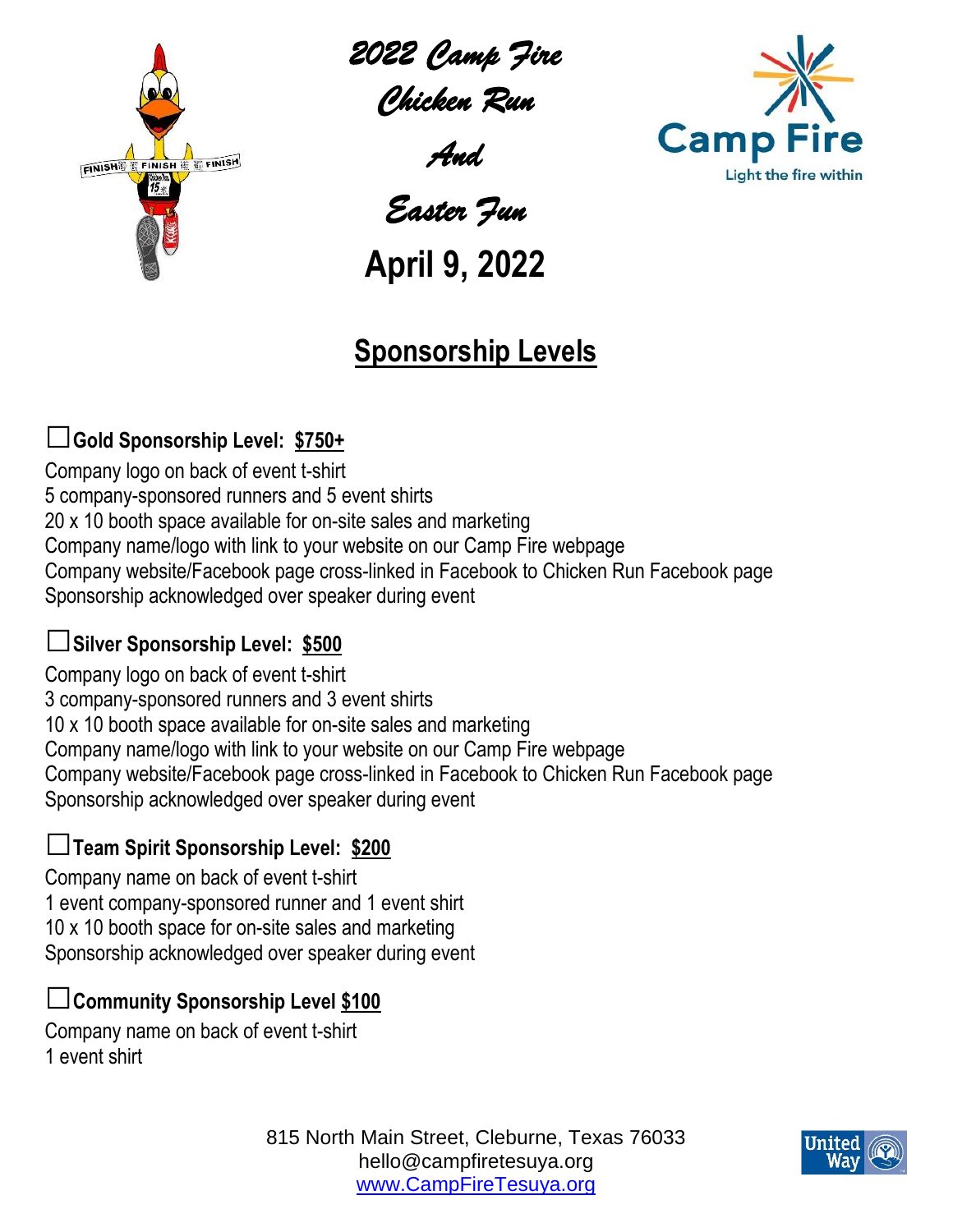# 2022 Camp Fire Chicken Run And Easter Fun

**April 9, 2022**

## Sponsorship Levels

☐ **Gold Sponsorship Level: $750+**

Company logo on back of event t-shirt
5 company-sponsored runners and 5 event shirts
20 x 10 booth space available for on-site sales and marketing
Company name/logo with link to your website on our Camp Fire webpage
Company website/Facebook page cross-linked in Facebook to Chicken Run Facebook page
Sponsorship acknowledged over speaker during event

☐ **Silver Sponsorship Level: $500**

Company logo on back of event t-shirt
3 company-sponsored runners and 3 event shirts
10 x 10 booth space available for on-site sales and marketing
Company name/logo with link to your website on our Camp Fire webpage
Company website/Facebook page cross-linked in Facebook to Chicken Run Facebook page
Sponsorship acknowledged over speaker during event

☐ **Team Spirit Sponsorship Level: $200**

Company name on back of event t-shirt
1 event company-sponsored runner and 1 event shirt
10 x 10 booth space for on-site sales and marketing
Sponsorship acknowledged over speaker during event

☐ **Community Sponsorship Level $100**

Company name on back of event t-shirt
1 event shirt

815 North Main Street, Cleburne, Texas 76033
hello@campfiretesuya.org
www.CampFireTesuya.org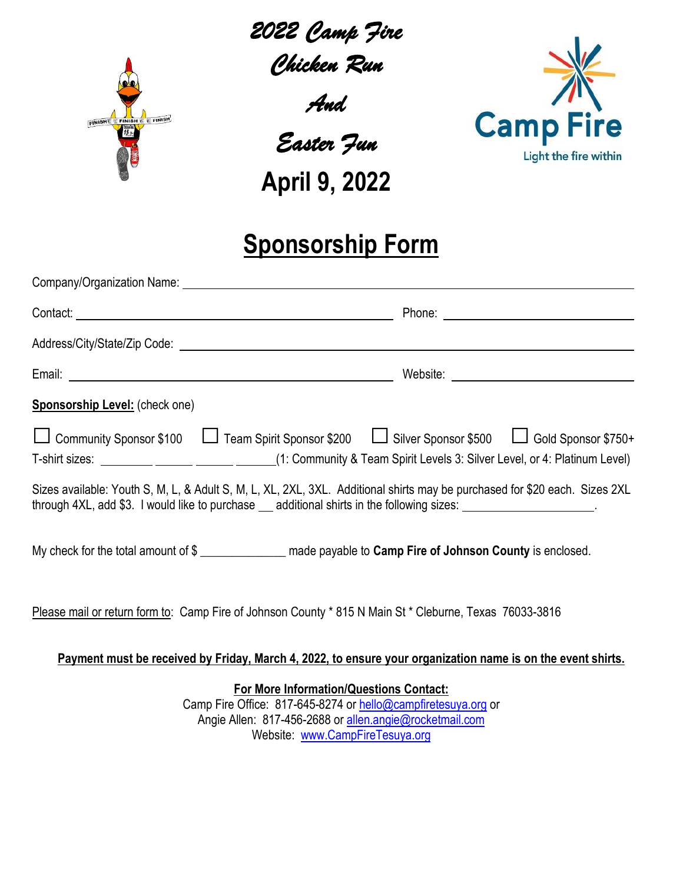# 2022 Camp Fire Chicken Run And Easter Fun

**April 9, 2022**

Camp Fire
Light the fire within

## Sponsorship Form

Company/Organization Name: ______________________________________________

Contact: ______________________________ Phone: ______________________

Address/City/State/Zip Code: ______________________________________________

Email: ______________________________ Website: ______________________

**Sponsorship Level:** (check one)

☐ Community Sponsor $100 ☐ Team Spirit Sponsor $200 ☐ Silver Sponsor $500 ☐ Gold Sponsor $750+

T-shirt sizes: ________ ______ ______ ______(1: Community & Team Spirit Levels 3: Silver Level, or 4: Platinum Level)

Sizes available: Youth S, M, L, & Adult S, M, L, XL, 2XL, 3XL. Additional shirts may be purchased for $20 each. Sizes 2XL through 4XL, add $3. I would like to purchase __ additional shirts in the following sizes: ____________________.

My check for the total amount of $ _____________ made payable to **Camp Fire of Johnson County** is enclosed.

Please mail or return form to: Camp Fire of Johnson County * 815 N Main St * Cleburne, Texas 76033-3816

**Payment must be received by Friday, March 4, 2022, to ensure your organization name is on the event shirts.**

**For More Information/Questions Contact:**
Camp Fire Office: 817-645-8274 or hello@campfiretesuya.org or
Angie Allen: 817-456-2688 or allen.angie@rocketmail.com
Website: www.CampFireTesuya.org